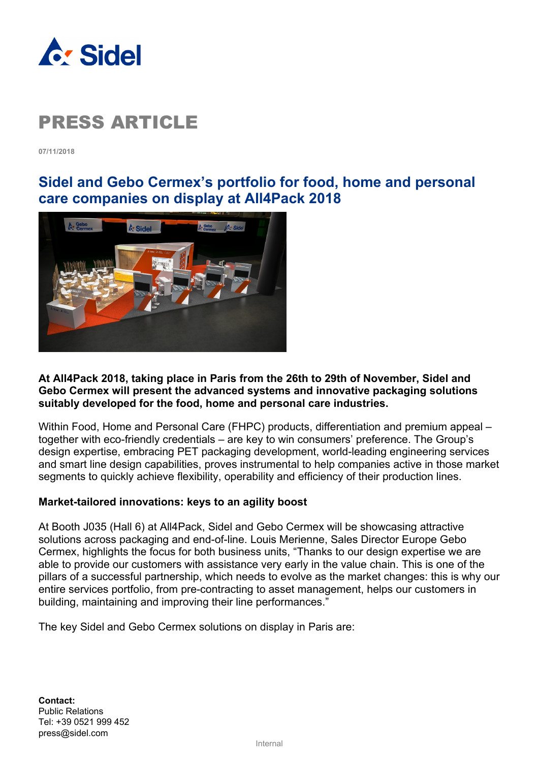# PRESS ARTICLE

07/11/2018

## Sidel and Gebo Cermex's portfolio for food, home and personal care companies on display at All4Pack 2018

**At All4Pack 2018, taking place in Paris from the 26th to 29th of November, Sidel and Gebo Cermex will present the advanced systems and innovative packaging solutions suitably developed for the food, home and personal care industries.**

Within Food, Home and Personal Care (FHPC) products, differentiation and premium appeal – together with eco-friendly credentials – are key to win consumers' preference. The Group's design expertise, embracing PET packaging development, world-leading engineering services and smart line design capabilities, proves instrumental to help companies active in those market segments to quickly achieve flexibility, operability and efficiency of their production lines.

### Market-tailored innovations: keys to an agility boost

At Booth J035 (Hall 6) at All4Pack, Sidel and Gebo Cermex will be showcasing attractive solutions across packaging and end-of-line. Louis Merienne, Sales Director Europe Gebo Cermex, highlights the focus for both business units, "Thanks to our design expertise we are able to provide our customers with assistance very early in the value chain. This is one of the pillars of a successful partnership, which needs to evolve as the market changes: this is why our entire services portfolio, from pre-contracting to asset management, helps our customers in building, maintaining and improving their line performances."

The key Sidel and Gebo Cermex solutions on display in Paris are:

**Contact:**
Public Relations
Tel: +39 0521 999 452
press@sidel.com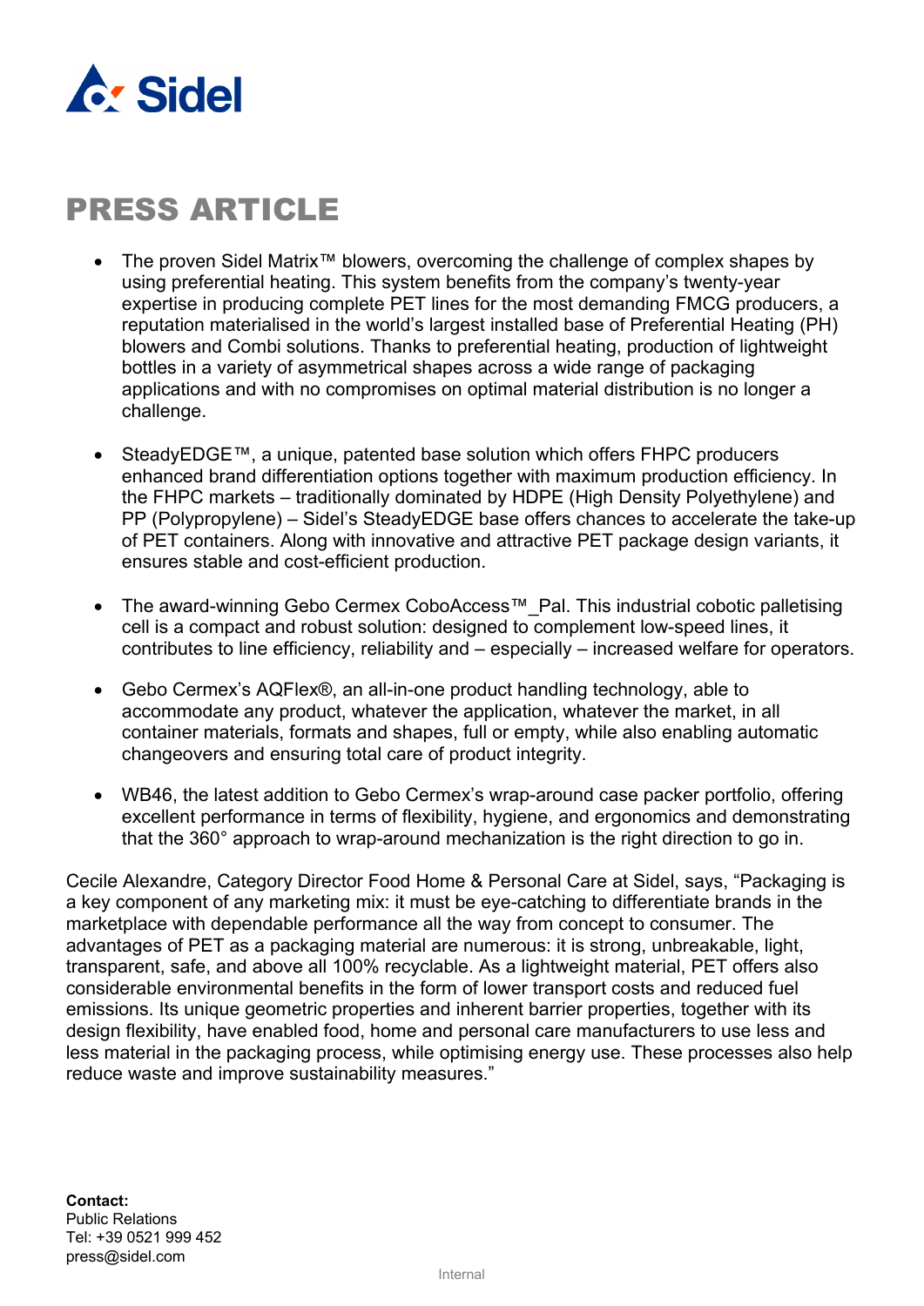# PRESS ARTICLE

- The proven Sidel Matrix™ blowers, overcoming the challenge of complex shapes by using preferential heating. This system benefits from the company's twenty-year expertise in producing complete PET lines for the most demanding FMCG producers, a reputation materialised in the world's largest installed base of Preferential Heating (PH) blowers and Combi solutions. Thanks to preferential heating, production of lightweight bottles in a variety of asymmetrical shapes across a wide range of packaging applications and with no compromises on optimal material distribution is no longer a challenge.

- SteadyEDGE™, a unique, patented base solution which offers FHPC producers enhanced brand differentiation options together with maximum production efficiency. In the FHPC markets – traditionally dominated by HDPE (High Density Polyethylene) and PP (Polypropylene) – Sidel's SteadyEDGE base offers chances to accelerate the take-up of PET containers. Along with innovative and attractive PET package design variants, it ensures stable and cost-efficient production.

- The award-winning Gebo Cermex CoboAccess™_Pal. This industrial cobotic palletising cell is a compact and robust solution: designed to complement low-speed lines, it contributes to line efficiency, reliability and – especially – increased welfare for operators.

- Gebo Cermex's AQFlex®, an all-in-one product handling technology, able to accommodate any product, whatever the application, whatever the market, in all container materials, formats and shapes, full or empty, while also enabling automatic changeovers and ensuring total care of product integrity.

- WB46, the latest addition to Gebo Cermex's wrap-around case packer portfolio, offering excellent performance in terms of flexibility, hygiene, and ergonomics and demonstrating that the 360° approach to wrap-around mechanization is the right direction to go in.

Cecile Alexandre, Category Director Food Home & Personal Care at Sidel, says, "Packaging is a key component of any marketing mix: it must be eye-catching to differentiate brands in the marketplace with dependable performance all the way from concept to consumer. The advantages of PET as a packaging material are numerous: it is strong, unbreakable, light, transparent, safe, and above all 100% recyclable. As a lightweight material, PET offers also considerable environmental benefits in the form of lower transport costs and reduced fuel emissions. Its unique geometric properties and inherent barrier properties, together with its design flexibility, have enabled food, home and personal care manufacturers to use less and less material in the packaging process, while optimising energy use. These processes also help reduce waste and improve sustainability measures."

**Contact:**
Public Relations
Tel: +39 0521 999 452
press@sidel.com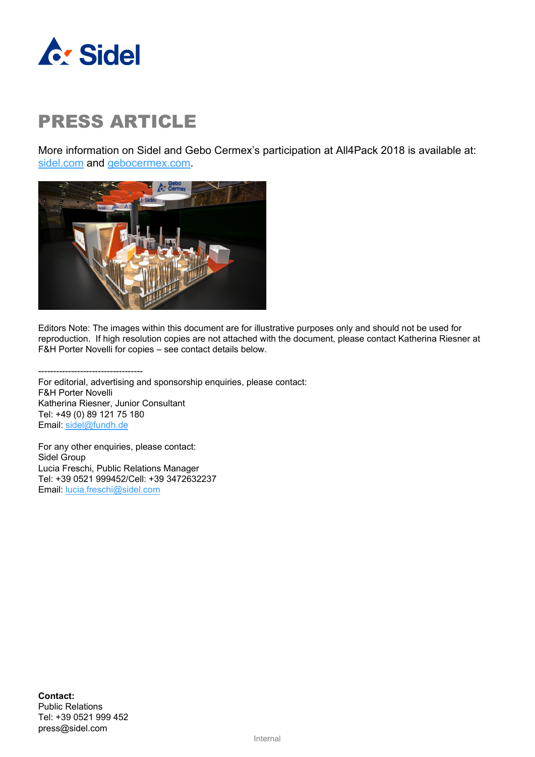# PRESS ARTICLE

More information on Sidel and Gebo Cermex's participation at All4Pack 2018 is available at: sidel.com and gebocermex.com.

Editors Note: The images within this document are for illustrative purposes only and should not be used for reproduction. If high resolution copies are not attached with the document, please contact Katherina Riesner at F&H Porter Novelli for copies – see contact details below.

-----------------------------------

For editorial, advertising and sponsorship enquiries, please contact:
F&H Porter Novelli
Katherina Riesner, Junior Consultant
Tel: +49 (0) 89 121 75 180
Email: sidel@fundh.de

For any other enquiries, please contact:
Sidel Group
Lucia Freschi, Public Relations Manager
Tel: +39 0521 999452/Cell: +39 3472632237
Email: lucia.freschi@sidel.com

**Contact:**
Public Relations
Tel: +39 0521 999 452
press@sidel.com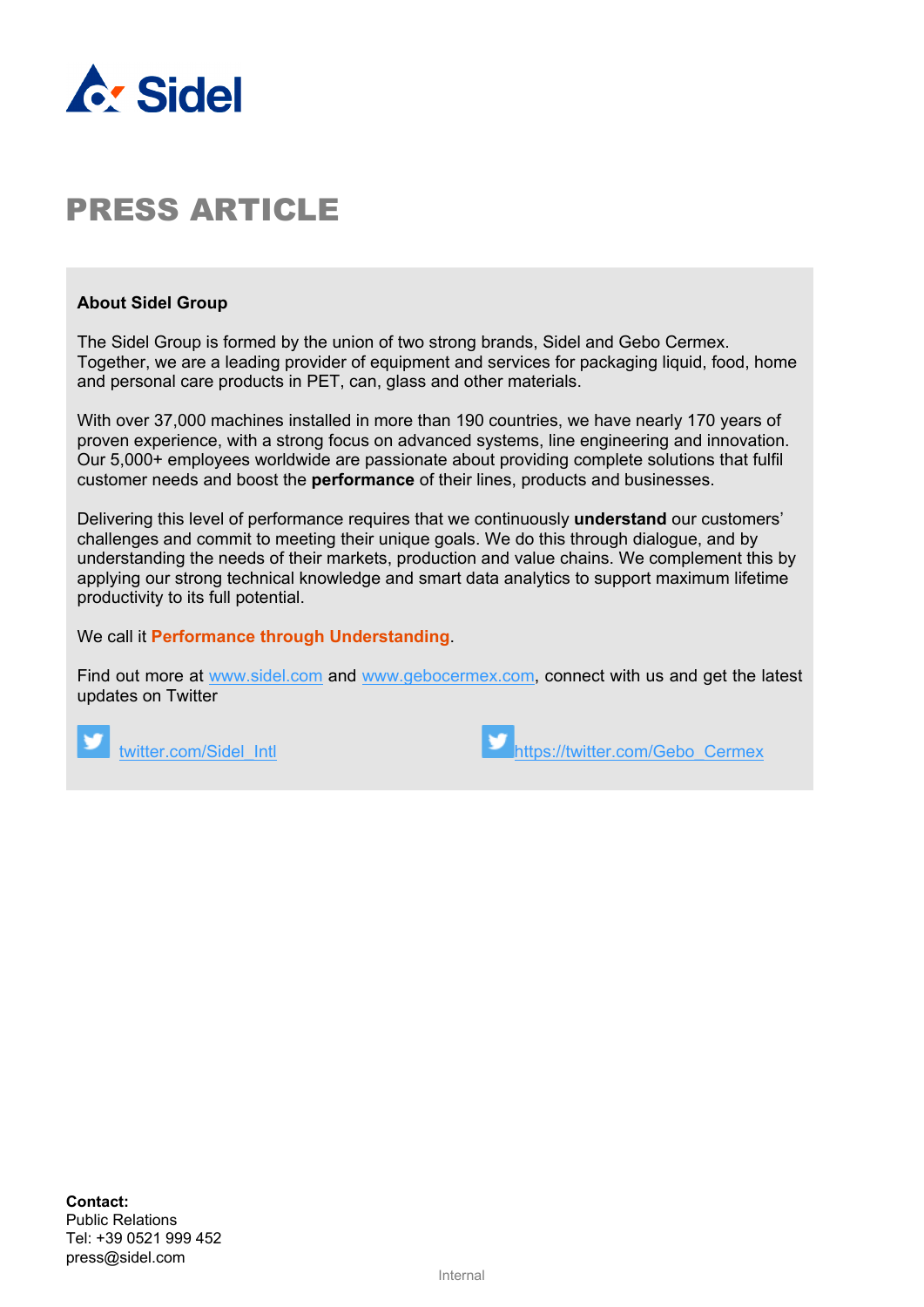# PRESS ARTICLE

**About Sidel Group**

The Sidel Group is formed by the union of two strong brands, Sidel and Gebo Cermex. Together, we are a leading provider of equipment and services for packaging liquid, food, home and personal care products in PET, can, glass and other materials.

With over 37,000 machines installed in more than 190 countries, we have nearly 170 years of proven experience, with a strong focus on advanced systems, line engineering and innovation. Our 5,000+ employees worldwide are passionate about providing complete solutions that fulfil customer needs and boost the **performance** of their lines, products and businesses.

Delivering this level of performance requires that we continuously **understand** our customers' challenges and commit to meeting their unique goals. We do this through dialogue, and by understanding the needs of their markets, production and value chains. We complement this by applying our strong technical knowledge and smart data analytics to support maximum lifetime productivity to its full potential.

We call it **Performance through Understanding**.

Find out more at www.sidel.com and www.gebocermex.com, connect with us and get the latest updates on Twitter

twitter.com/Sidel_Intl

https://twitter.com/Gebo_Cermex

**Contact:**
Public Relations
Tel: +39 0521 999 452
press@sidel.com